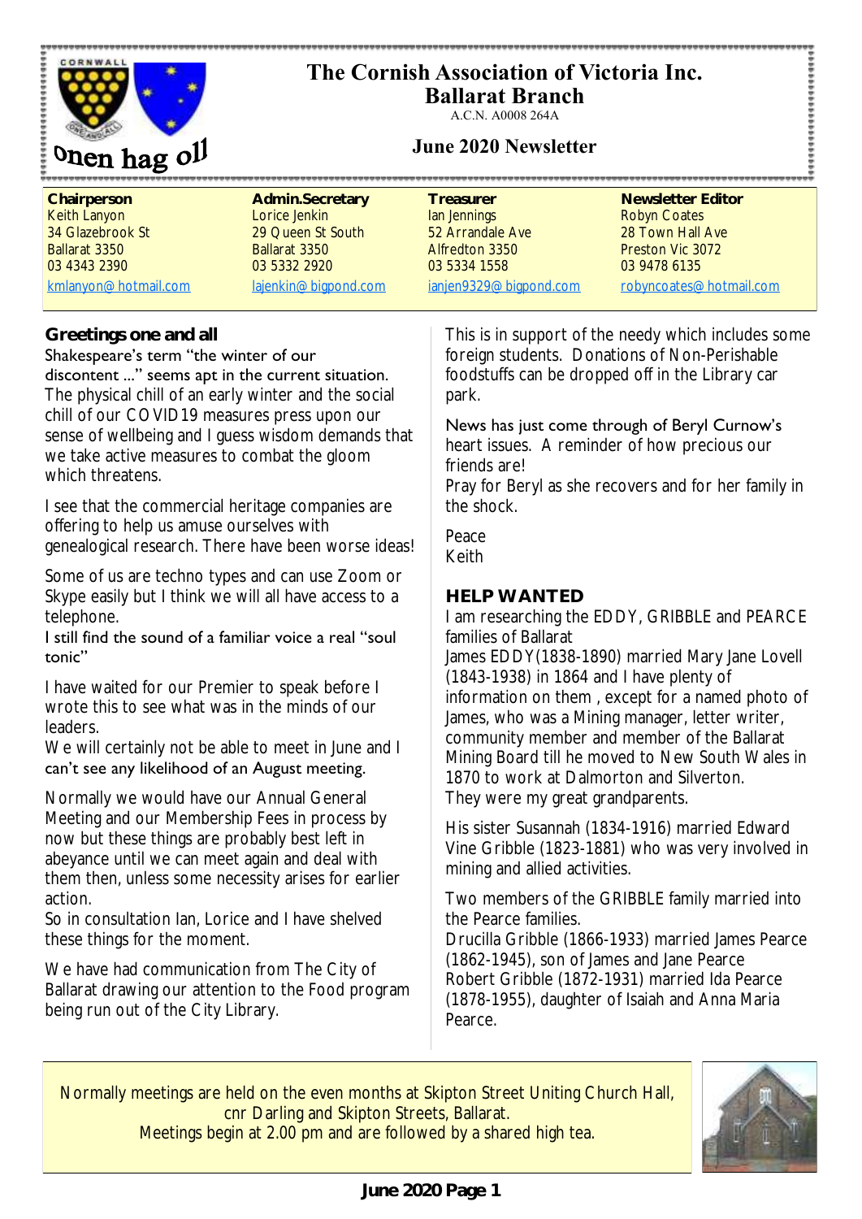# The Cornish Association of Victoria Inc.
## Ballarat Branch

A.C.N. A0008 264A

Onen hag oll

### June 2020 Newsletter

| Chairperson | Admin.Secretary | Treasurer | Newsletter Editor |
|---|---|---|---|
| Keith Lanyon | Lorice Jenkin | Ian Jennings | Robyn Coates |
| 34 Glazebrook St | 29 Queen St South | 52 Arrandale Ave | 28 Town Hall Ave |
| Ballarat 3350 | Ballarat 3350 | Alfredton 3350 | Preston Vic 3072 |
| 03 4343 2390 | 03 5332 2920 | 03 5334 1558 | 03 9478 6135 |
| kmlanyon@hotmail.com | lajenkin@bigpond.com | ianjen9329@bigpond.com | robyncoates@hotmail.com |

## Greetings one and all

Shakespeare's term "the winter of our discontent ..." seems apt in the current situation. The physical chill of an early winter and the social chill of our COVID19 measures press upon our sense of wellbeing and I guess wisdom demands that we take active measures to combat the gloom which threatens.

I see that the commercial heritage companies are offering to help us amuse ourselves with genealogical research. There have been worse ideas!

Some of us are techno types and can use Zoom or Skype easily but I think we will all have access to a telephone.
I still find the sound of a familiar voice a real "soul tonic"

I have waited for our Premier to speak before I wrote this to see what was in the minds of our leaders.
We will certainly not be able to meet in June and I can't see any likelihood of an August meeting.

Normally we would have our Annual General Meeting and our Membership Fees in process by now but these things are probably best left in abeyance until we can meet again and deal with them then, unless some necessity arises for earlier action.
So in consultation Ian, Lorice and I have shelved these things for the moment.

We have had communication from The City of Ballarat drawing our attention to the Food program being run out of the City Library.
This is in support of the needy which includes some foreign students. Donations of Non-Perishable foodstuffs can be dropped off in the Library car park.

News has just come through of Beryl Curnow's heart issues. A reminder of how precious our friends are!
Pray for Beryl as she recovers and for her family in the shock.

Peace
Keith

## HELP WANTED

I am researching the EDDY, GRIBBLE and PEARCE families of Ballarat
James EDDY(1838-1890) married Mary Jane Lovell (1843-1938) in 1864 and I have plenty of information on them , except for a named photo of James, who was a Mining manager, letter writer, community member and member of the Ballarat Mining Board till he moved to New South Wales in 1870 to work at Dalmorton and Silverton.
They were my great grandparents.

His sister Susannah (1834-1916) married Edward Vine Gribble (1823-1881) who was very involved in mining and allied activities.

Two members of the GRIBBLE family married into the Pearce families.
Drucilla Gribble (1866-1933) married James Pearce (1862-1945), son of James and Jane Pearce
Robert Gribble (1872-1931) married Ida Pearce (1878-1955), daughter of Isaiah and Anna Maria Pearce.

Normally meetings are held on the even months at Skipton Street Uniting Church Hall, cnr Darling and Skipton Streets, Ballarat.
Meetings begin at 2.00 pm and are followed by a shared high tea.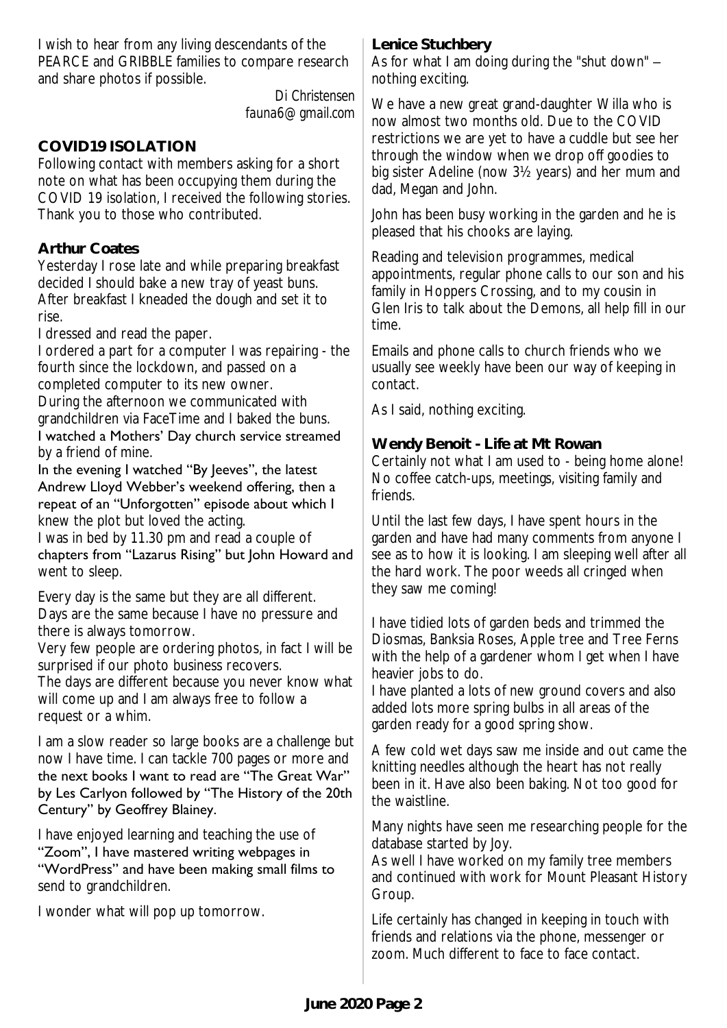I wish to hear from any living descendants of the PEARCE and GRIBBLE families to compare research and share photos if possible.

Di Christensen
fauna6@gmail.com

## COVID19 ISOLATION

Following contact with members asking for a short note on what has been occupying them during the COVID 19 isolation, I received the following stories. Thank you to those who contributed.

### Arthur Coates

Yesterday I rose late and while preparing breakfast decided I should bake a new tray of yeast buns. After breakfast I kneaded the dough and set it to rise.
I dressed and read the paper.
I ordered a part for a computer I was repairing - the fourth since the lockdown, and passed on a completed computer to its new owner.
During the afternoon we communicated with grandchildren via FaceTime and I baked the buns.
I watched a Mothers' Day church service streamed by a friend of mine.
In the evening I watched "By Jeeves", the latest Andrew Lloyd Webber's weekend offering, then a repeat of an "Unforgotten" episode about which I knew the plot but loved the acting.
I was in bed by 11.30 pm and read a couple of chapters from "Lazarus Rising" but John Howard and went to sleep.

Every day is the same but they are all different. Days are the same because I have no pressure and there is always tomorrow.
Very few people are ordering photos, in fact I will be surprised if our photo business recovers.
The days are different because you never know what will come up and I am always free to follow a request or a whim.

I am a slow reader so large books are a challenge but now I have time. I can tackle 700 pages or more and the next books I want to read are "The Great War" by Les Carlyon followed by "The History of the 20th Century" by Geoffrey Blainey.

I have enjoyed learning and teaching the use of "Zoom", I have mastered writing webpages in "WordPress" and have been making small films to send to grandchildren.

I wonder what will pop up tomorrow.

### Lenice Stuchbery

As for what I am doing during the "shut down" – nothing exciting.

We have a new great grand-daughter Willa who is now almost two months old. Due to the COVID restrictions we are yet to have a cuddle but see her through the window when we drop off goodies to big sister Adeline (now 3½ years) and her mum and dad, Megan and John.

John has been busy working in the garden and he is pleased that his chooks are laying.

Reading and television programmes, medical appointments, regular phone calls to our son and his family in Hoppers Crossing, and to my cousin in Glen Iris to talk about the Demons, all help fill in our time.

Emails and phone calls to church friends who we usually see weekly have been our way of keeping in contact.

As I said, nothing exciting.

### Wendy Benoit - Life at Mt Rowan

Certainly not what I am used to - being home alone! No coffee catch-ups, meetings, visiting family and friends.

Until the last few days, I have spent hours in the garden and have had many comments from anyone I see as to how it is looking. I am sleeping well after all the hard work. The poor weeds all cringed when they saw me coming!

I have tidied lots of garden beds and trimmed the Diosmas, Banksia Roses, Apple tree and Tree Ferns with the help of a gardener whom I get when I have heavier jobs to do.
I have planted a lots of new ground covers and also added lots more spring bulbs in all areas of the garden ready for a good spring show.

A few cold wet days saw me inside and out came the knitting needles although the heart has not really been in it. Have also been baking. Not too good for the waistline.

Many nights have seen me researching people for the database started by Joy.
As well I have worked on my family tree members and continued with work for Mount Pleasant History Group.

Life certainly has changed in keeping in touch with friends and relations via the phone, messenger or zoom. Much different to face to face contact.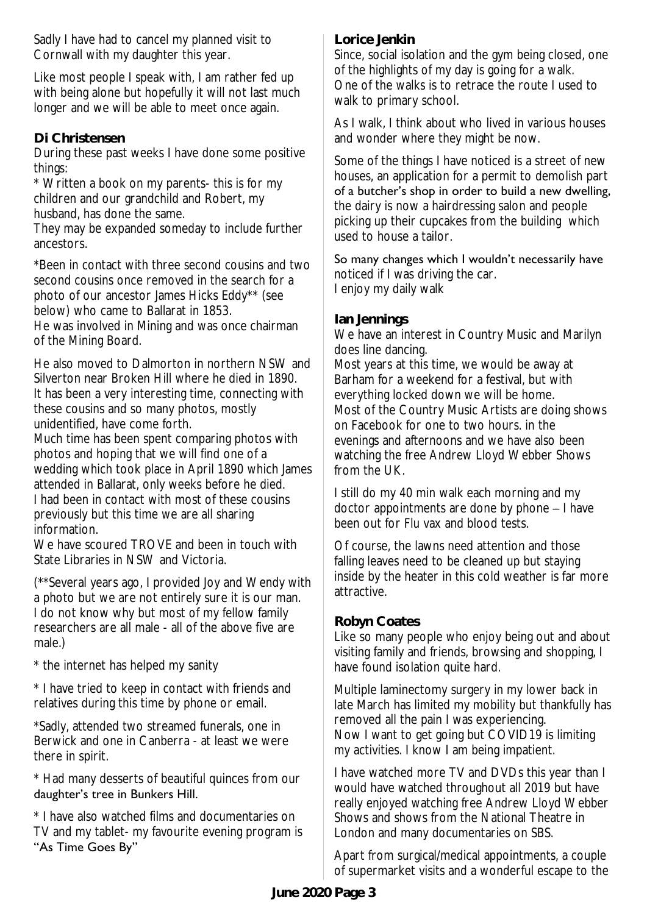Sadly I have had to cancel my planned visit to Cornwall with my daughter this year.

Like most people I speak with, I am rather fed up with being alone but hopefully it will not last much longer and we will be able to meet once again.

**Di Christensen**

During these past weeks I have done some positive things:

* Written a book on my parents- this is for my children and our grandchild and Robert, my husband, has done the same.

They may be expanded someday to include further ancestors.

*Been in contact with three second cousins and two second cousins once removed in the search for a photo of our ancestor James Hicks Eddy** (see below) who came to Ballarat in 1853.

He was involved in Mining and was once chairman of the Mining Board.

He also moved to Dalmorton in northern NSW and Silverton near Broken Hill where he died in 1890. It has been a very interesting time, connecting with these cousins and so many photos, mostly unidentified, have come forth.

Much time has been spent comparing photos with photos and hoping that we will find one of a wedding which took place in April 1890 which James attended in Ballarat, only weeks before he died. I had been in contact with most of these cousins previously but this time we are all sharing information.

We have scoured TROVE and been in touch with State Libraries in NSW and Victoria.

(**Several years ago, I provided Joy and Wendy with a photo but we are not entirely sure it is our man. I do not know why but most of my fellow family researchers are all male - all of the above five are male.)

* the internet has helped my sanity

* I have tried to keep in contact with friends and relatives during this time by phone or email.

*Sadly, attended two streamed funerals, one in Berwick and one in Canberra - at least we were there in spirit.

* Had many desserts of beautiful quinces from our daughter's tree in Bunkers Hill.

* I have also watched films and documentaries on TV and my tablet- my favourite evening program is "As Time Goes By"

**Lorice Jenkin**

Since, social isolation and the gym being closed, one of the highlights of my day is going for a walk. One of the walks is to retrace the route I used to walk to primary school.

As I walk, I think about who lived in various houses and wonder where they might be now.

Some of the things I have noticed is a street of new houses, an application for a permit to demolish part of a butcher's shop in order to build a new dwelling, the dairy is now a hairdressing salon and people picking up their cupcakes from the building which used to house a tailor.

So many changes which I wouldn't necessarily have noticed if I was driving the car.
I enjoy my daily walk

**Ian Jennings**

We have an interest in Country Music and Marilyn does line dancing.

Most years at this time, we would be away at Barham for a weekend for a festival, but with everything locked down we will be home.

Most of the Country Music Artists are doing shows on Facebook for one to two hours. in the evenings and afternoons and we have also been watching the free Andrew Lloyd Webber Shows from the UK.

I still do my 40 min walk each morning and my doctor appointments are done by phone – I have been out for Flu vax and blood tests.

Of course, the lawns need attention and those falling leaves need to be cleaned up but staying inside by the heater in this cold weather is far more attractive.

**Robyn Coates**

Like so many people who enjoy being out and about visiting family and friends, browsing and shopping, I have found isolation quite hard.

Multiple laminectomy surgery in my lower back in late March has limited my mobility but thankfully has removed all the pain I was experiencing.
Now I want to get going but COVID19 is limiting my activities. I know I am being impatient.

I have watched more TV and DVDs this year than I would have watched throughout all 2019 but have really enjoyed watching free Andrew Lloyd Webber Shows and shows from the National Theatre in London and many documentaries on SBS.

Apart from surgical/medical appointments, a couple of supermarket visits and a wonderful escape to the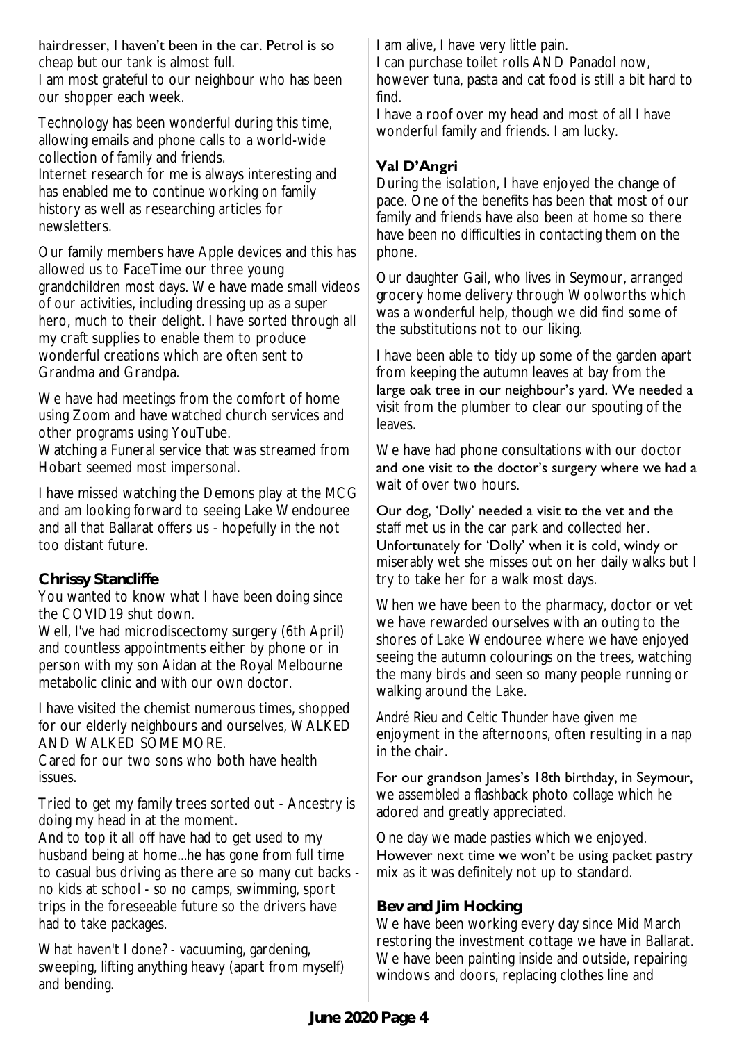hairdresser, I haven't been in the car. Petrol is so cheap but our tank is almost full.
I am most grateful to our neighbour who has been our shopper each week.

Technology has been wonderful during this time, allowing emails and phone calls to a world-wide collection of family and friends.
Internet research for me is always interesting and has enabled me to continue working on family history as well as researching articles for newsletters.

Our family members have Apple devices and this has allowed us to FaceTime our three young grandchildren most days. We have made small videos of our activities, including dressing up as a super hero, much to their delight. I have sorted through all my craft supplies to enable them to produce wonderful creations which are often sent to Grandma and Grandpa.

We have had meetings from the comfort of home using Zoom and have watched church services and other programs using YouTube.
Watching a Funeral service that was streamed from Hobart seemed most impersonal.

I have missed watching the Demons play at the MCG and am looking forward to seeing Lake Wendouree and all that Ballarat offers us - hopefully in the not too distant future.

**Chrissy Stancliffe**

You wanted to know what I have been doing since the COVID19 shut down.
Well, I've had microdiscectomy surgery (6th April) and countless appointments either by phone or in person with my son Aidan at the Royal Melbourne metabolic clinic and with our own doctor.

I have visited the chemist numerous times, shopped for our elderly neighbours and ourselves, WALKED AND WALKED SOME MORE.
Cared for our two sons who both have health issues.

Tried to get my family trees sorted out - Ancestry is doing my head in at the moment.
And to top it all off have had to get used to my husband being at home...he has gone from full time to casual bus driving as there are so many cut backs - no kids at school - so no camps, swimming, sport trips in the foreseeable future so the drivers have had to take packages.

What haven't I done? - vacuuming, gardening, sweeping, lifting anything heavy (apart from myself) and bending.

I am alive, I have very little pain.
I can purchase toilet rolls AND Panadol now, however tuna, pasta and cat food is still a bit hard to find.
I have a roof over my head and most of all I have wonderful family and friends. I am lucky.

**Val D'Angri**

During the isolation, I have enjoyed the change of pace. One of the benefits has been that most of our family and friends have also been at home so there have been no difficulties in contacting them on the phone.

Our daughter Gail, who lives in Seymour, arranged grocery home delivery through Woolworths which was a wonderful help, though we did find some of the substitutions not to our liking.

I have been able to tidy up some of the garden apart from keeping the autumn leaves at bay from the large oak tree in our neighbour's yard. We needed a visit from the plumber to clear our spouting of the leaves.

We have had phone consultations with our doctor and one visit to the doctor's surgery where we had a wait of over two hours.

Our dog, 'Dolly' needed a visit to the vet and the staff met us in the car park and collected her.
Unfortunately for 'Dolly' when it is cold, windy or miserably wet she misses out on her daily walks but I try to take her for a walk most days.

When we have been to the pharmacy, doctor or vet we have rewarded ourselves with an outing to the shores of Lake Wendouree where we have enjoyed seeing the autumn colourings on the trees, watching the many birds and seen so many people running or walking around the Lake.

André Rieu and Celtic Thunder have given me enjoyment in the afternoons, often resulting in a nap in the chair.

For our grandson James's 18th birthday, in Seymour, we assembled a flashback photo collage which he adored and greatly appreciated.

One day we made pasties which we enjoyed.
However next time we won't be using packet pastry mix as it was definitely not up to standard.

**Bev and Jim Hocking**

We have been working every day since Mid March restoring the investment cottage we have in Ballarat. We have been painting inside and outside, repairing windows and doors, replacing clothes line and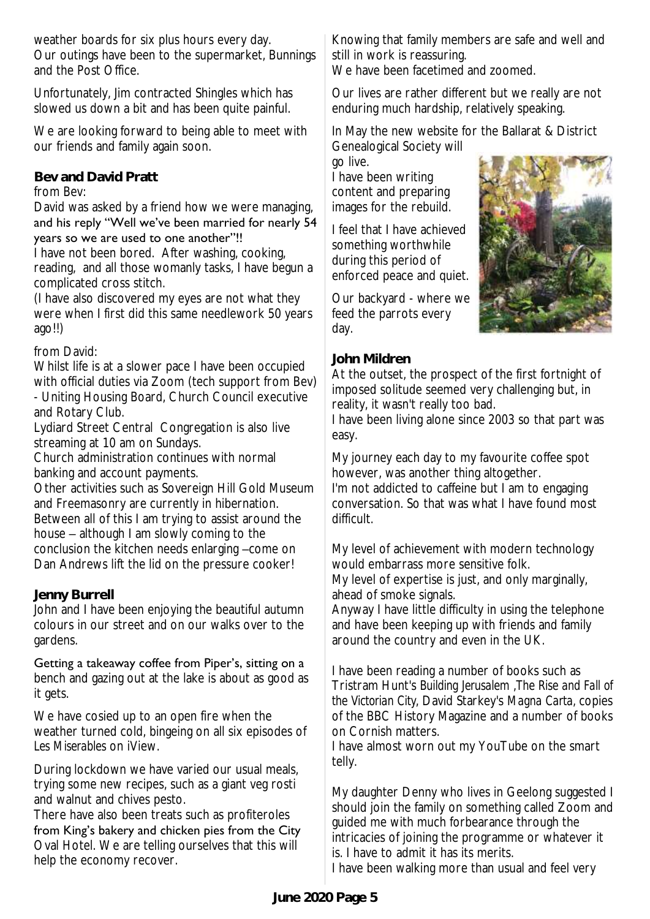weather boards for six plus hours every day. Our outings have been to the supermarket, Bunnings and the Post Office.

Unfortunately, Jim contracted Shingles which has slowed us down a bit and has been quite painful.

We are looking forward to being able to meet with our friends and family again soon.

**Bev and David Pratt**

from Bev:

David was asked by a friend how we were managing, and his reply "Well we've been married for nearly 54 years so we are used to one another"!!

I have not been bored. After washing, cooking, reading, and all those womanly tasks, I have begun a complicated cross stitch.

(I have also discovered my eyes are not what they were when I first did this same needlework 50 years ago!!)

from David:

Whilst life is at a slower pace I have been occupied with official duties via Zoom (tech support from Bev) - Uniting Housing Board, Church Council executive and Rotary Club.

Lydiard Street Central Congregation is also live streaming at 10 am on Sundays.

Church administration continues with normal banking and account payments.

Other activities such as Sovereign Hill Gold Museum and Freemasonry are currently in hibernation.

Between all of this I am trying to assist around the house – although I am slowly coming to the conclusion the kitchen needs enlarging –come on Dan Andrews lift the lid on the pressure cooker!

**Jenny Burrell**

John and I have been enjoying the beautiful autumn colours in our street and on our walks over to the gardens.

Getting a takeaway coffee from Piper's, sitting on a bench and gazing out at the lake is about as good as it gets.

We have cosied up to an open fire when the weather turned cold, bingeing on all six episodes of *Les Miserables* on iView.

During lockdown we have varied our usual meals, trying some new recipes, such as a giant veg rosti and walnut and chives pesto.

There have also been treats such as profiteroles from King's bakery and chicken pies from the City Oval Hotel. We are telling ourselves that this will help the economy recover.

Knowing that family members are safe and well and still in work is reassuring.

We have been facetimed and zoomed.

Our lives are rather different but we really are not enduring much hardship, relatively speaking.

In May the new website for the Ballarat & District Genealogical Society will go live.

I have been writing content and preparing images for the rebuild.

I feel that I have achieved something worthwhile during this period of enforced peace and quiet.

Our backyard - where we feed the parrots every day.

**John Mildren**

At the outset, the prospect of the first fortnight of imposed solitude seemed very challenging but, in reality, it wasn't really too bad.

I have been living alone since 2003 so that part was easy.

My journey each day to my favourite coffee spot however, was another thing altogether.

I'm not addicted to caffeine but I am to engaging conversation. So that was what I have found most difficult.

My level of achievement with modern technology would embarrass more sensitive folk.

My level of expertise is just, and only marginally, ahead of smoke signals.

Anyway I have little difficulty in using the telephone and have been keeping up with friends and family around the country and even in the UK.

I have been reading a number of books such as Tristram Hunt's *Building Jerusalem ,The Rise and Fall of the Victorian City*, David Starkey's *Magna Carta*, copies of the BBC History Magazine and a number of books on Cornish matters.

I have almost worn out my YouTube on the smart telly.

My daughter Denny who lives in Geelong suggested I should join the family on something called Zoom and guided me with much forbearance through the intricacies of joining the programme or whatever it is. I have to admit it has its merits.

I have been walking more than usual and feel very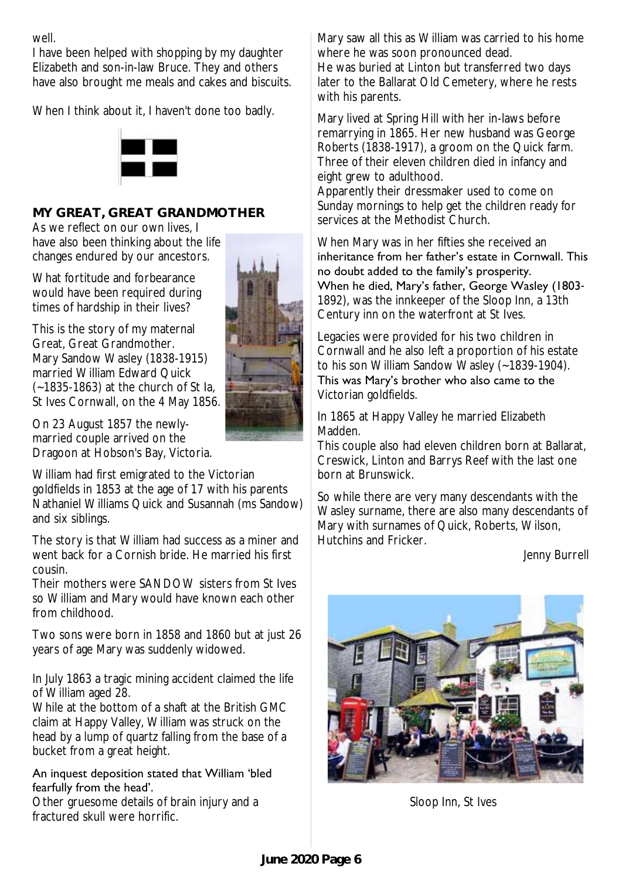well.

I have been helped with shopping by my daughter Elizabeth and son-in-law Bruce. They and others have also brought me meals and cakes and biscuits.

When I think about it, I haven't done too badly.

## MY GREAT, GREAT GRANDMOTHER

As we reflect on our own lives, I have also been thinking about the life changes endured by our ancestors.

What fortitude and forbearance would have been required during times of hardship in their lives?

This is the story of my maternal Great, Great Grandmother.
Mary Sandow Wasley (1838-1915) married William Edward Quick (~1835-1863) at the church of St Ia, St Ives Cornwall, on the 4 May 1856.

On 23 August 1857 the newly-married couple arrived on the Dragoon at Hobson's Bay, Victoria.

William had first emigrated to the Victorian goldfields in 1853 at the age of 17 with his parents Nathaniel Williams Quick and Susannah (ms Sandow) and six siblings.

The story is that William had success as a miner and went back for a Cornish bride. He married his first cousin.
Their mothers were SANDOW sisters from St Ives so William and Mary would have known each other from childhood.

Two sons were born in 1858 and 1860 but at just 26 years of age Mary was suddenly widowed.

In July 1863 a tragic mining accident claimed the life of William aged 28.
While at the bottom of a shaft at the British GMC claim at Happy Valley, William was struck on the head by a lump of quartz falling from the base of a bucket from a great height.

An inquest deposition stated that William 'bled fearfully from the head'.
Other gruesome details of brain injury and a fractured skull were horrific.

Mary saw all this as William was carried to his home where he was soon pronounced dead.
He was buried at Linton but transferred two days later to the Ballarat Old Cemetery, where he rests with his parents.

Mary lived at Spring Hill with her in-laws before remarrying in 1865. Her new husband was George Roberts (1838-1917), a groom on the Quick farm. Three of their eleven children died in infancy and eight grew to adulthood.
Apparently their dressmaker used to come on Sunday mornings to help get the children ready for services at the Methodist Church.

When Mary was in her fifties she received an inheritance from her father's estate in Cornwall. This no doubt added to the family's prosperity.
When he died, Mary's father, George Wasley (1803-1892), was the innkeeper of the Sloop Inn, a 13th Century inn on the waterfront at St Ives.

Legacies were provided for his two children in Cornwall and he also left a proportion of his estate to his son William Sandow Wasley (~1839-1904). This was Mary's brother who also came to the Victorian goldfields.

In 1865 at Happy Valley he married Elizabeth Madden.
This couple also had eleven children born at Ballarat, Creswick, Linton and Barrys Reef with the last one born at Brunswick.

So while there are very many descendants with the Wasley surname, there are also many descendants of Mary with surnames of Quick, Roberts, Wilson, Hutchins and Fricker.

Jenny Burrell

Sloop Inn, St Ives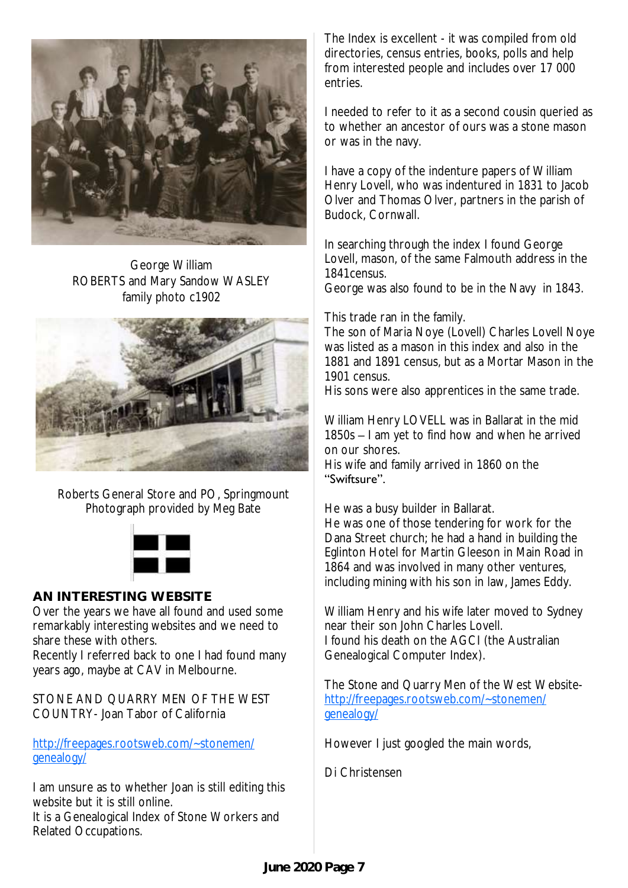George William ROBERTS and Mary Sandow WASLEY family photo c1902

Roberts General Store and PO, Springmount
Photograph provided by Meg Bate

## AN INTERESTING WEBSITE

Over the years we have all found and used some remarkably interesting websites and we need to share these with others.
Recently I referred back to one I had found many years ago, maybe at CAV in Melbourne.

STONE AND QUARRY MEN OF THE WEST COUNTRY- Joan Tabor of California

http://freepages.rootsweb.com/~stonemen/genealogy/

I am unsure as to whether Joan is still editing this website but it is still online.
It is a Genealogical Index of Stone Workers and Related Occupations.

The Index is excellent - it was compiled from old directories, census entries, books, polls and help from interested people and includes over 17 000 entries.

I needed to refer to it as a second cousin queried as to whether an ancestor of ours was a stone mason or was in the navy.

I have a copy of the indenture papers of William Henry Lovell, who was indentured in 1831 to Jacob Olver and Thomas Olver, partners in the parish of Budock, Cornwall.

In searching through the index I found George Lovell, mason, of the same Falmouth address in the 1841census.
George was also found to be in the Navy in 1843.

This trade ran in the family.
The son of Maria Noye (Lovell) Charles Lovell Noye was listed as a mason in this index and also in the 1881 and 1891 census, but as a Mortar Mason in the 1901 census.
His sons were also apprentices in the same trade.

William Henry LOVELL was in Ballarat in the mid 1850s – I am yet to find how and when he arrived on our shores.
His wife and family arrived in 1860 on the "Swiftsure".

He was a busy builder in Ballarat.
He was one of those tendering for work for the Dana Street church; he had a hand in building the Eglinton Hotel for Martin Gleeson in Main Road in 1864 and was involved in many other ventures, including mining with his son in law, James Eddy.

William Henry and his wife later moved to Sydney near their son John Charles Lovell.
I found his death on the AGCI (the Australian Genealogical Computer Index).

The Stone and Quarry Men of the West Website-
http://freepages.rootsweb.com/~stonemen/genealogy/

However I just googled the main words,

Di Christensen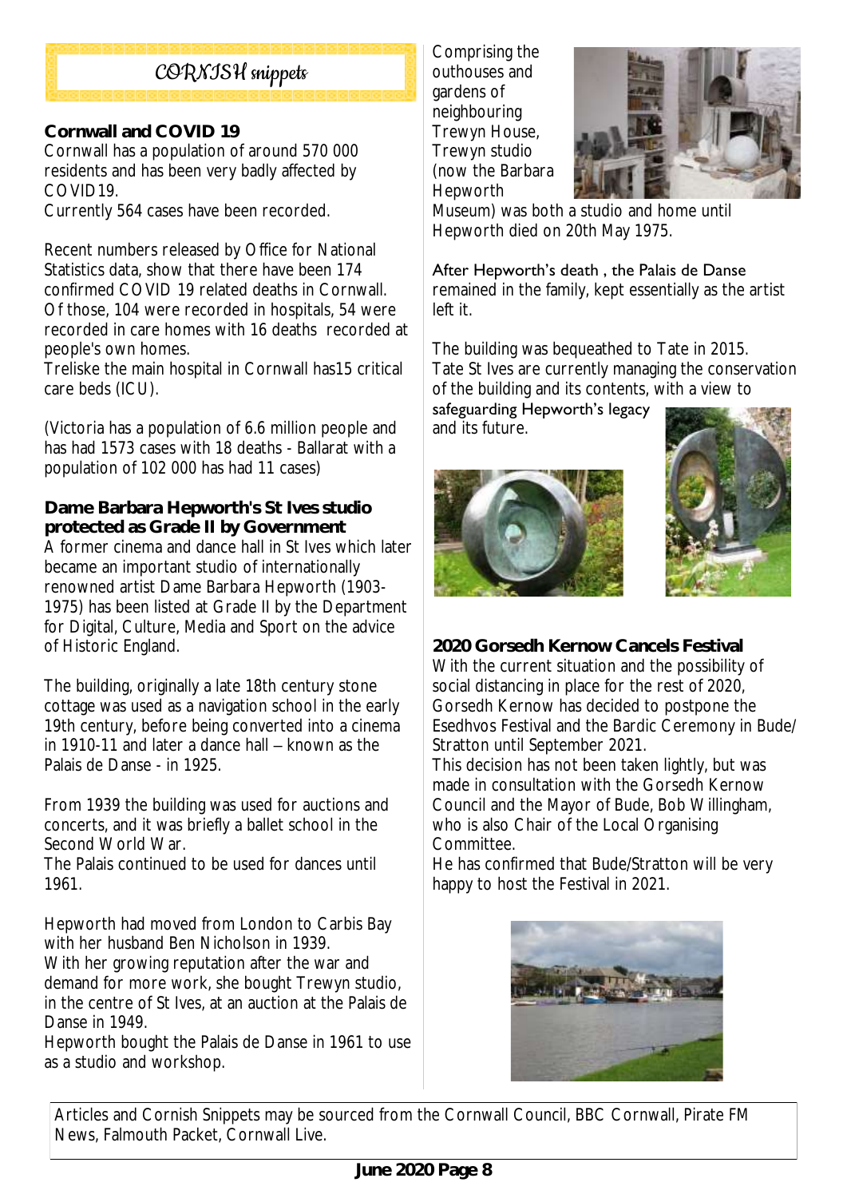## CORNISH snippets

### Cornwall and COVID 19

Cornwall has a population of around 570 000 residents and has been very badly affected by COVID19.

Currently 564 cases have been recorded.

Recent numbers released by Office for National Statistics data, show that there have been 174 confirmed COVID 19 related deaths in Cornwall. Of those, 104 were recorded in hospitals, 54 were recorded in care homes with 16 deaths recorded at people's own homes.

Treliske the main hospital in Cornwall has15 critical care beds (ICU).

(Victoria has a population of 6.6 million people and has had 1573 cases with 18 deaths - Ballarat with a population of 102 000 has had 11 cases)

### Dame Barbara Hepworth's St Ives studio protected as Grade II by Government

A former cinema and dance hall in St Ives which later became an important studio of internationally renowned artist Dame Barbara Hepworth (1903-1975) has been listed at Grade II by the Department for Digital, Culture, Media and Sport on the advice of Historic England.

The building, originally a late 18th century stone cottage was used as a navigation school in the early 19th century, before being converted into a cinema in 1910-11 and later a dance hall – known as the Palais de Danse - in 1925.

From 1939 the building was used for auctions and concerts, and it was briefly a ballet school in the Second World War.

The Palais continued to be used for dances until 1961.

Hepworth had moved from London to Carbis Bay with her husband Ben Nicholson in 1939.

With her growing reputation after the war and demand for more work, she bought Trewyn studio, in the centre of St Ives, at an auction at the Palais de Danse in 1949.

Hepworth bought the Palais de Danse in 1961 to use as a studio and workshop.

Comprising the outhouses and gardens of neighbouring Trewyn House, Trewyn studio (now the Barbara Hepworth Museum) was both a studio and home until Hepworth died on 20th May 1975.

After Hepworth's death , the Palais de Danse remained in the family, kept essentially as the artist left it.

The building was bequeathed to Tate in 2015. Tate St Ives are currently managing the conservation of the building and its contents, with a view to safeguarding Hepworth's legacy and its future.

### 2020 Gorsedh Kernow Cancels Festival

With the current situation and the possibility of social distancing in place for the rest of 2020, Gorsedh Kernow has decided to postpone the Esedhvos Festival and the Bardic Ceremony in Bude/ Stratton until September 2021.

This decision has not been taken lightly, but was made in consultation with the Gorsedh Kernow Council and the Mayor of Bude, Bob Willingham, who is also Chair of the Local Organising Committee.

He has confirmed that Bude/Stratton will be very happy to host the Festival in 2021.

Articles and Cornish Snippets may be sourced from the Cornwall Council, BBC Cornwall, Pirate FM News, Falmouth Packet, Cornwall Live.